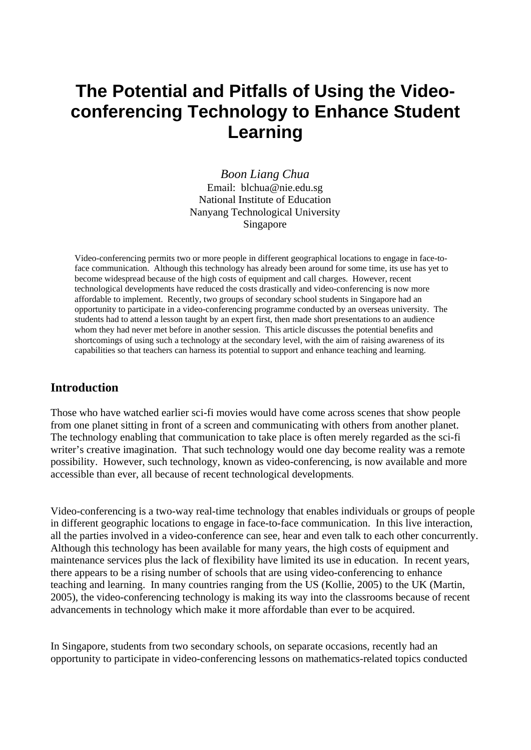# The Potential and Pitfalls of Using the Video-conferencing Technology to Enhance Student Learning

*Boon Liang Chua*
Email: blchua@nie.edu.sg
National Institute of Education
Nanyang Technological University
Singapore

Video-conferencing permits two or more people in different geographical locations to engage in face-to-face communication. Although this technology has already been around for some time, its use has yet to become widespread because of the high costs of equipment and call charges. However, recent technological developments have reduced the costs drastically and video-conferencing is now more affordable to implement. Recently, two groups of secondary school students in Singapore had an opportunity to participate in a video-conferencing programme conducted by an overseas university. The students had to attend a lesson taught by an expert first, then made short presentations to an audience whom they had never met before in another session. This article discusses the potential benefits and shortcomings of using such a technology at the secondary level, with the aim of raising awareness of its capabilities so that teachers can harness its potential to support and enhance teaching and learning.

## Introduction

Those who have watched earlier sci-fi movies would have come across scenes that show people from one planet sitting in front of a screen and communicating with others from another planet. The technology enabling that communication to take place is often merely regarded as the sci-fi writer's creative imagination. That such technology would one day become reality was a remote possibility. However, such technology, known as video-conferencing, is now available and more accessible than ever, all because of recent technological developments.

Video-conferencing is a two-way real-time technology that enables individuals or groups of people in different geographic locations to engage in face-to-face communication. In this live interaction, all the parties involved in a video-conference can see, hear and even talk to each other concurrently. Although this technology has been available for many years, the high costs of equipment and maintenance services plus the lack of flexibility have limited its use in education. In recent years, there appears to be a rising number of schools that are using video-conferencing to enhance teaching and learning. In many countries ranging from the US (Kollie, 2005) to the UK (Martin, 2005), the video-conferencing technology is making its way into the classrooms because of recent advancements in technology which make it more affordable than ever to be acquired.

In Singapore, students from two secondary schools, on separate occasions, recently had an opportunity to participate in video-conferencing lessons on mathematics-related topics conducted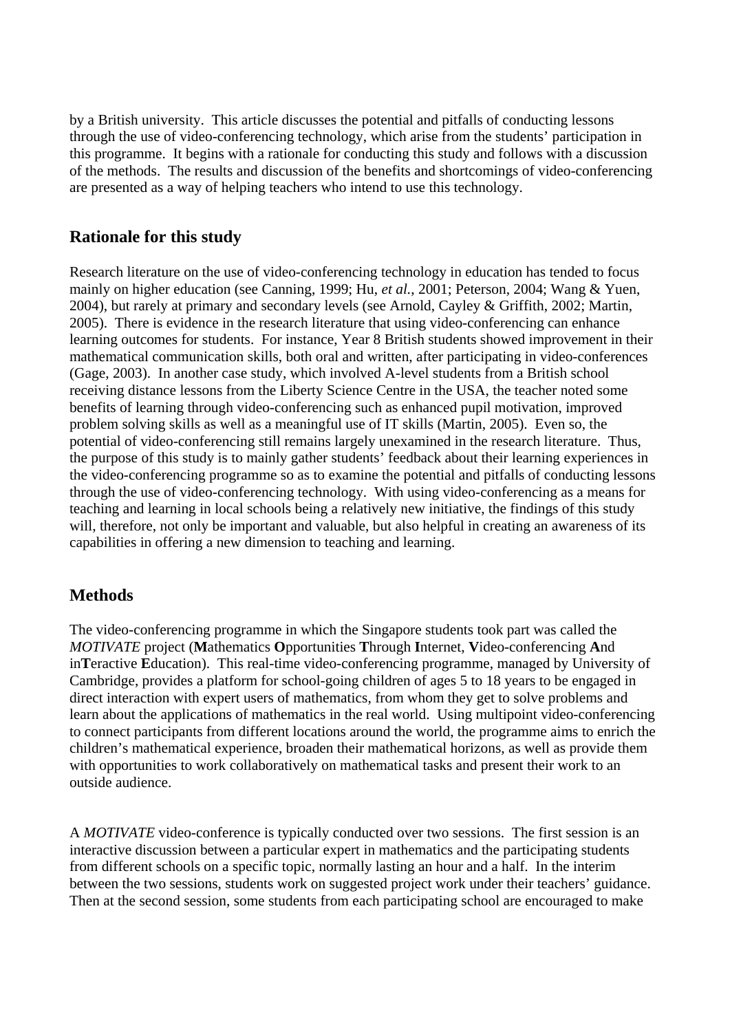by a British university. This article discusses the potential and pitfalls of conducting lessons through the use of video-conferencing technology, which arise from the students' participation in this programme. It begins with a rationale for conducting this study and follows with a discussion of the methods. The results and discussion of the benefits and shortcomings of video-conferencing are presented as a way of helping teachers who intend to use this technology.

## Rationale for this study

Research literature on the use of video-conferencing technology in education has tended to focus mainly on higher education (see Canning, 1999; Hu, *et al.*, 2001; Peterson, 2004; Wang & Yuen, 2004), but rarely at primary and secondary levels (see Arnold, Cayley & Griffith, 2002; Martin, 2005). There is evidence in the research literature that using video-conferencing can enhance learning outcomes for students. For instance, Year 8 British students showed improvement in their mathematical communication skills, both oral and written, after participating in video-conferences (Gage, 2003). In another case study, which involved A-level students from a British school receiving distance lessons from the Liberty Science Centre in the USA, the teacher noted some benefits of learning through video-conferencing such as enhanced pupil motivation, improved problem solving skills as well as a meaningful use of IT skills (Martin, 2005). Even so, the potential of video-conferencing still remains largely unexamined in the research literature. Thus, the purpose of this study is to mainly gather students' feedback about their learning experiences in the video-conferencing programme so as to examine the potential and pitfalls of conducting lessons through the use of video-conferencing technology. With using video-conferencing as a means for teaching and learning in local schools being a relatively new initiative, the findings of this study will, therefore, not only be important and valuable, but also helpful in creating an awareness of its capabilities in offering a new dimension to teaching and learning.

## Methods

The video-conferencing programme in which the Singapore students took part was called the *MOTIVATE* project (**M**athematics **O**pportunities **T**hrough **I**nternet, **V**ideo-conferencing **A**nd in**T**eractive **E**ducation). This real-time video-conferencing programme, managed by University of Cambridge, provides a platform for school-going children of ages 5 to 18 years to be engaged in direct interaction with expert users of mathematics, from whom they get to solve problems and learn about the applications of mathematics in the real world. Using multipoint video-conferencing to connect participants from different locations around the world, the programme aims to enrich the children's mathematical experience, broaden their mathematical horizons, as well as provide them with opportunities to work collaboratively on mathematical tasks and present their work to an outside audience.

A *MOTIVATE* video-conference is typically conducted over two sessions. The first session is an interactive discussion between a particular expert in mathematics and the participating students from different schools on a specific topic, normally lasting an hour and a half. In the interim between the two sessions, students work on suggested project work under their teachers' guidance. Then at the second session, some students from each participating school are encouraged to make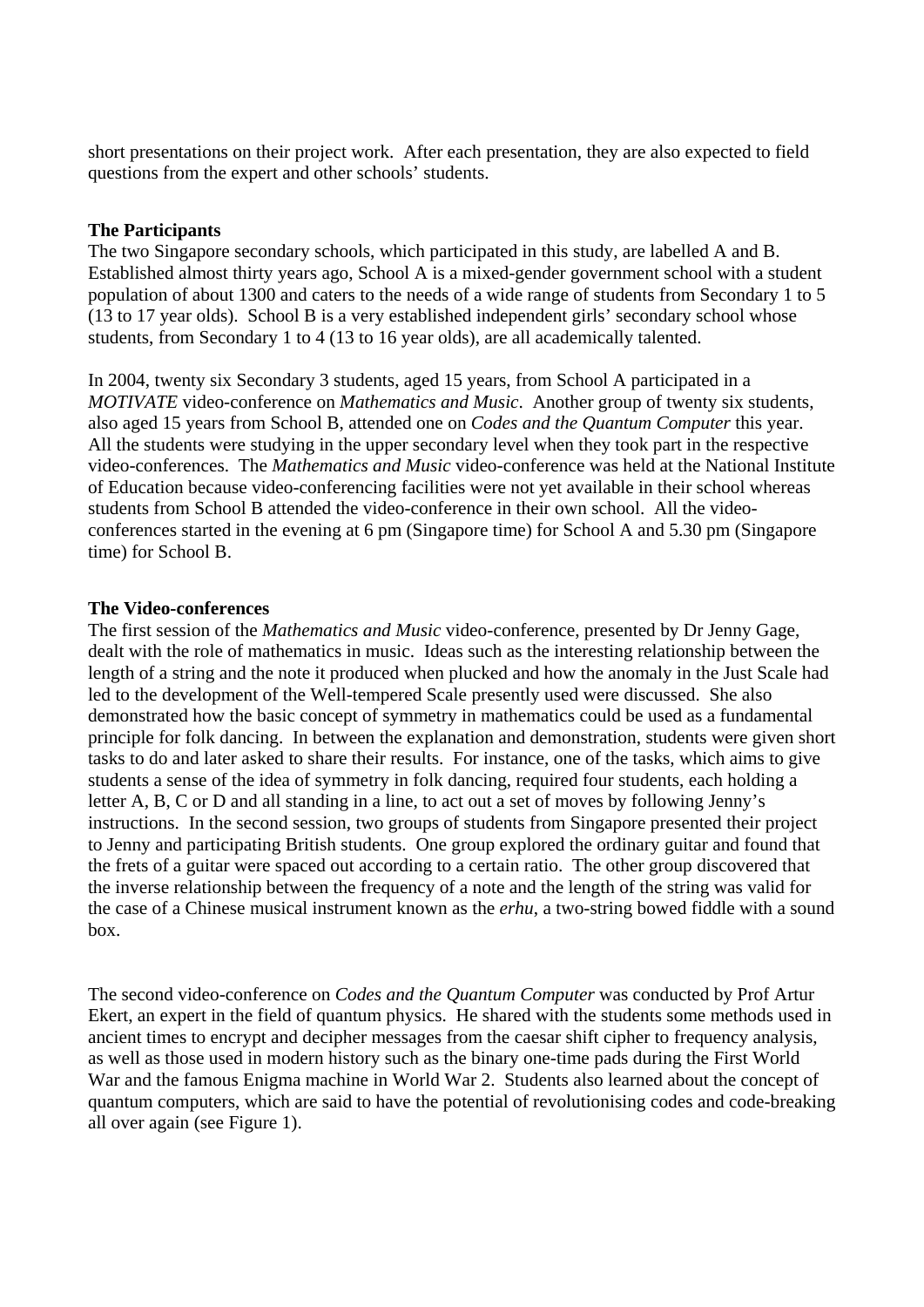short presentations on their project work. After each presentation, they are also expected to field questions from the expert and other schools' students.

**The Participants**

The two Singapore secondary schools, which participated in this study, are labelled A and B. Established almost thirty years ago, School A is a mixed-gender government school with a student population of about 1300 and caters to the needs of a wide range of students from Secondary 1 to 5 (13 to 17 year olds). School B is a very established independent girls' secondary school whose students, from Secondary 1 to 4 (13 to 16 year olds), are all academically talented.

In 2004, twenty six Secondary 3 students, aged 15 years, from School A participated in a *MOTIVATE* video-conference on *Mathematics and Music*. Another group of twenty six students, also aged 15 years from School B, attended one on *Codes and the Quantum Computer* this year. All the students were studying in the upper secondary level when they took part in the respective video-conferences. The *Mathematics and Music* video-conference was held at the National Institute of Education because video-conferencing facilities were not yet available in their school whereas students from School B attended the video-conference in their own school. All the video-conferences started in the evening at 6 pm (Singapore time) for School A and 5.30 pm (Singapore time) for School B.

**The Video-conferences**

The first session of the *Mathematics and Music* video-conference, presented by Dr Jenny Gage, dealt with the role of mathematics in music. Ideas such as the interesting relationship between the length of a string and the note it produced when plucked and how the anomaly in the Just Scale had led to the development of the Well-tempered Scale presently used were discussed. She also demonstrated how the basic concept of symmetry in mathematics could be used as a fundamental principle for folk dancing. In between the explanation and demonstration, students were given short tasks to do and later asked to share their results. For instance, one of the tasks, which aims to give students a sense of the idea of symmetry in folk dancing, required four students, each holding a letter A, B, C or D and all standing in a line, to act out a set of moves by following Jenny's instructions. In the second session, two groups of students from Singapore presented their project to Jenny and participating British students. One group explored the ordinary guitar and found that the frets of a guitar were spaced out according to a certain ratio. The other group discovered that the inverse relationship between the frequency of a note and the length of the string was valid for the case of a Chinese musical instrument known as the *erhu*, a two-string bowed fiddle with a sound box.

The second video-conference on *Codes and the Quantum Computer* was conducted by Prof Artur Ekert, an expert in the field of quantum physics. He shared with the students some methods used in ancient times to encrypt and decipher messages from the caesar shift cipher to frequency analysis, as well as those used in modern history such as the binary one-time pads during the First World War and the famous Enigma machine in World War 2. Students also learned about the concept of quantum computers, which are said to have the potential of revolutionising codes and code-breaking all over again (see Figure 1).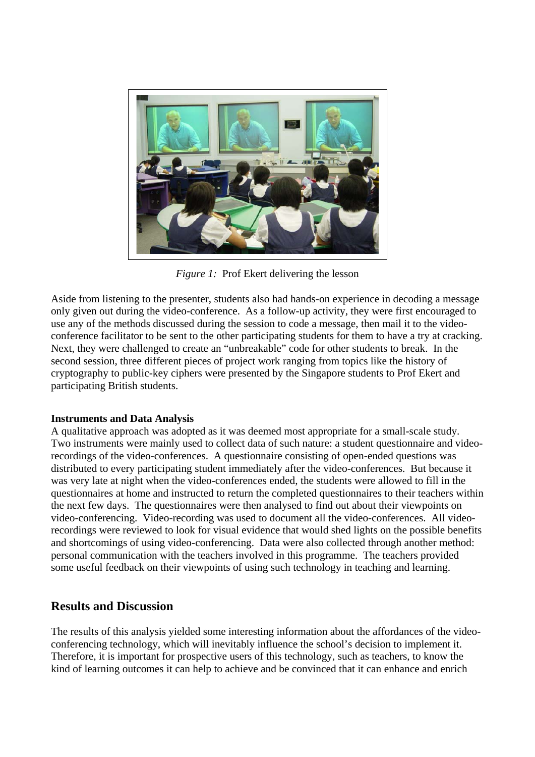*Figure 1:* Prof Ekert delivering the lesson

Aside from listening to the presenter, students also had hands-on experience in decoding a message only given out during the video-conference. As a follow-up activity, they were first encouraged to use any of the methods discussed during the session to code a message, then mail it to the video-conference facilitator to be sent to the other participating students for them to have a try at cracking. Next, they were challenged to create an "unbreakable" code for other students to break. In the second session, three different pieces of project work ranging from topics like the history of cryptography to public-key ciphers were presented by the Singapore students to Prof Ekert and participating British students.

**Instruments and Data Analysis**

A qualitative approach was adopted as it was deemed most appropriate for a small-scale study. Two instruments were mainly used to collect data of such nature: a student questionnaire and video-recordings of the video-conferences. A questionnaire consisting of open-ended questions was distributed to every participating student immediately after the video-conferences. But because it was very late at night when the video-conferences ended, the students were allowed to fill in the questionnaires at home and instructed to return the completed questionnaires to their teachers within the next few days. The questionnaires were then analysed to find out about their viewpoints on video-conferencing. Video-recording was used to document all the video-conferences. All video-recordings were reviewed to look for visual evidence that would shed lights on the possible benefits and shortcomings of using video-conferencing. Data were also collected through another method: personal communication with the teachers involved in this programme. The teachers provided some useful feedback on their viewpoints of using such technology in teaching and learning.

## Results and Discussion

The results of this analysis yielded some interesting information about the affordances of the video-conferencing technology, which will inevitably influence the school's decision to implement it. Therefore, it is important for prospective users of this technology, such as teachers, to know the kind of learning outcomes it can help to achieve and be convinced that it can enhance and enrich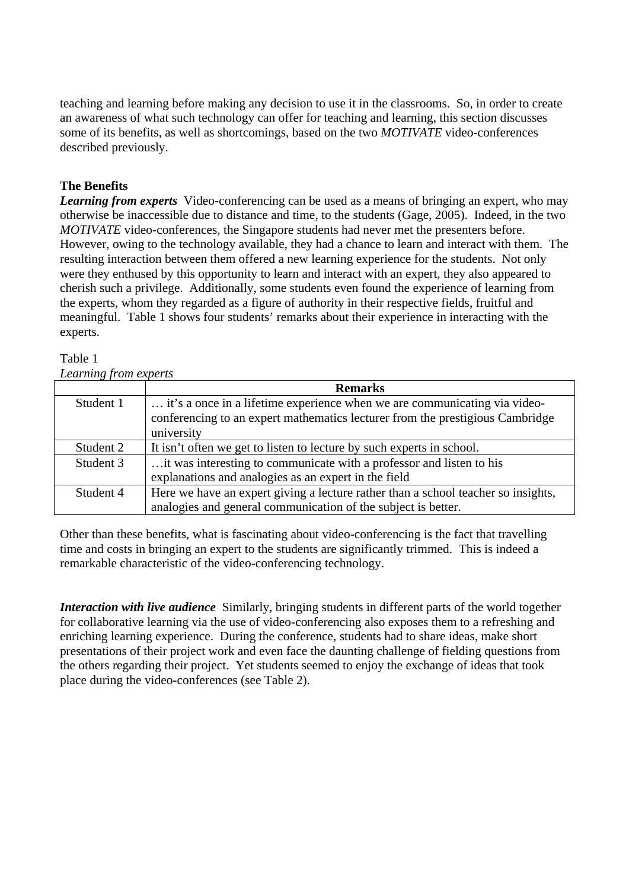teaching and learning before making any decision to use it in the classrooms. So, in order to create an awareness of what such technology can offer for teaching and learning, this section discusses some of its benefits, as well as shortcomings, based on the two *MOTIVATE* video-conferences described previously.

**The Benefits**

***Learning from experts*** Video-conferencing can be used as a means of bringing an expert, who may otherwise be inaccessible due to distance and time, to the students (Gage, 2005). Indeed, in the two *MOTIVATE* video-conferences, the Singapore students had never met the presenters before. However, owing to the technology available, they had a chance to learn and interact with them. The resulting interaction between them offered a new learning experience for the students. Not only were they enthused by this opportunity to learn and interact with an expert, they also appeared to cherish such a privilege. Additionally, some students even found the experience of learning from the experts, whom they regarded as a figure of authority in their respective fields, fruitful and meaningful. Table 1 shows four students' remarks about their experience in interacting with the experts.

Table 1
*Learning from experts*

| | **Remarks** |
|---|---|
| Student 1 | … it's a once in a lifetime experience when we are communicating via video-conferencing to an expert mathematics lecturer from the prestigious Cambridge university |
| Student 2 | It isn't often we get to listen to lecture by such experts in school. |
| Student 3 | …it was interesting to communicate with a professor and listen to his explanations and analogies as an expert in the field |
| Student 4 | Here we have an expert giving a lecture rather than a school teacher so insights, analogies and general communication of the subject is better. |

Other than these benefits, what is fascinating about video-conferencing is the fact that travelling time and costs in bringing an expert to the students are significantly trimmed. This is indeed a remarkable characteristic of the video-conferencing technology.

***Interaction with live audience*** Similarly, bringing students in different parts of the world together for collaborative learning via the use of video-conferencing also exposes them to a refreshing and enriching learning experience. During the conference, students had to share ideas, make short presentations of their project work and even face the daunting challenge of fielding questions from the others regarding their project. Yet students seemed to enjoy the exchange of ideas that took place during the video-conferences (see Table 2).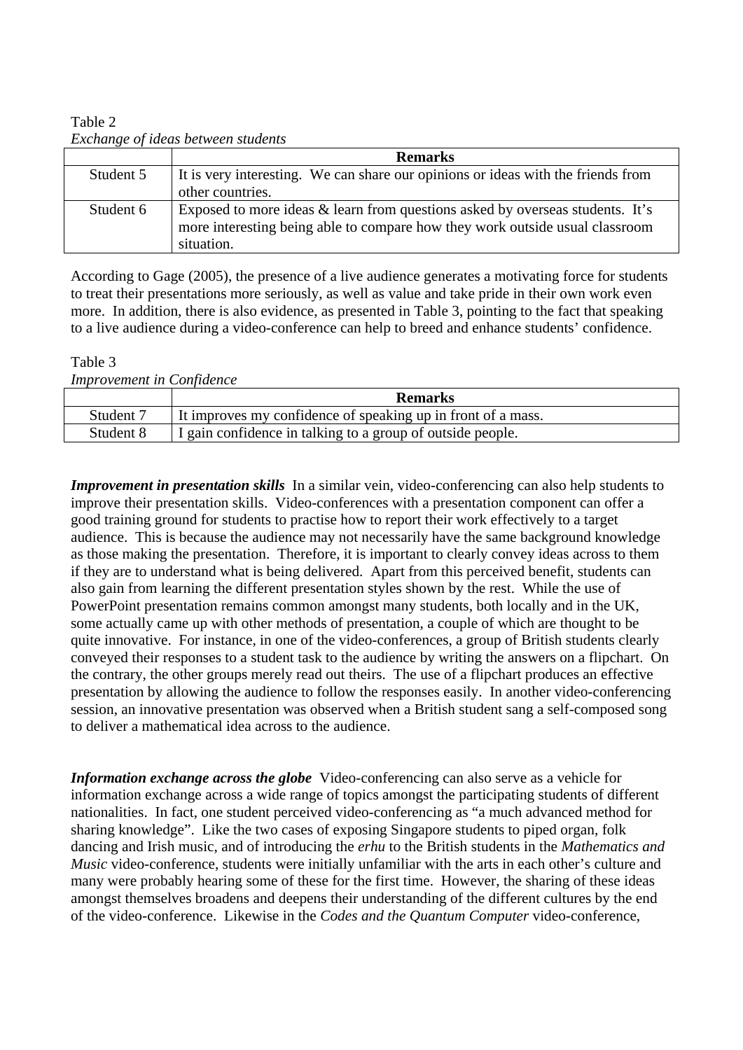Table 2
*Exchange of ideas between students*

| | Remarks |
|---|---|
| Student 5 | It is very interesting. We can share our opinions or ideas with the friends from other countries. |
| Student 6 | Exposed to more ideas & learn from questions asked by overseas students. It's more interesting being able to compare how they work outside usual classroom situation. |

According to Gage (2005), the presence of a live audience generates a motivating force for students to treat their presentations more seriously, as well as value and take pride in their own work even more. In addition, there is also evidence, as presented in Table 3, pointing to the fact that speaking to a live audience during a video-conference can help to breed and enhance students' confidence.

Table 3
*Improvement in Confidence*

| | Remarks |
|---|---|
| Student 7 | It improves my confidence of speaking up in front of a mass. |
| Student 8 | I gain confidence in talking to a group of outside people. |

***Improvement in presentation skills*** In a similar vein, video-conferencing can also help students to improve their presentation skills. Video-conferences with a presentation component can offer a good training ground for students to practise how to report their work effectively to a target audience. This is because the audience may not necessarily have the same background knowledge as those making the presentation. Therefore, it is important to clearly convey ideas across to them if they are to understand what is being delivered. Apart from this perceived benefit, students can also gain from learning the different presentation styles shown by the rest. While the use of PowerPoint presentation remains common amongst many students, both locally and in the UK, some actually came up with other methods of presentation, a couple of which are thought to be quite innovative. For instance, in one of the video-conferences, a group of British students clearly conveyed their responses to a student task to the audience by writing the answers on a flipchart. On the contrary, the other groups merely read out theirs. The use of a flipchart produces an effective presentation by allowing the audience to follow the responses easily. In another video-conferencing session, an innovative presentation was observed when a British student sang a self-composed song to deliver a mathematical idea across to the audience.

***Information exchange across the globe*** Video-conferencing can also serve as a vehicle for information exchange across a wide range of topics amongst the participating students of different nationalities. In fact, one student perceived video-conferencing as "a much advanced method for sharing knowledge". Like the two cases of exposing Singapore students to piped organ, folk dancing and Irish music, and of introducing the *erhu* to the British students in the *Mathematics and Music* video-conference, students were initially unfamiliar with the arts in each other's culture and many were probably hearing some of these for the first time. However, the sharing of these ideas amongst themselves broadens and deepens their understanding of the different cultures by the end of the video-conference. Likewise in the *Codes and the Quantum Computer* video-conference,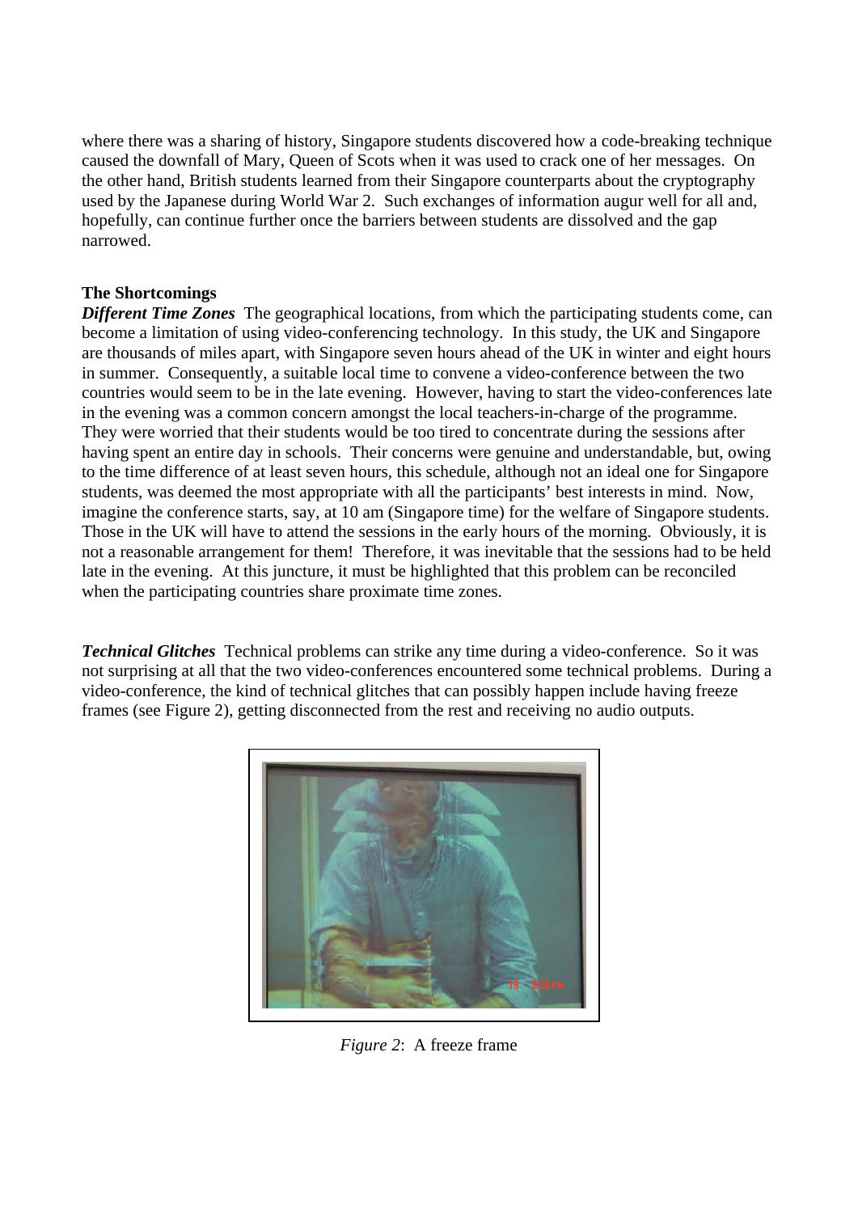where there was a sharing of history, Singapore students discovered how a code-breaking technique caused the downfall of Mary, Queen of Scots when it was used to crack one of her messages. On the other hand, British students learned from their Singapore counterparts about the cryptography used by the Japanese during World War 2. Such exchanges of information augur well for all and, hopefully, can continue further once the barriers between students are dissolved and the gap narrowed.

**The Shortcomings**

***Different Time Zones*** The geographical locations, from which the participating students come, can become a limitation of using video-conferencing technology. In this study, the UK and Singapore are thousands of miles apart, with Singapore seven hours ahead of the UK in winter and eight hours in summer. Consequently, a suitable local time to convene a video-conference between the two countries would seem to be in the late evening. However, having to start the video-conferences late in the evening was a common concern amongst the local teachers-in-charge of the programme. They were worried that their students would be too tired to concentrate during the sessions after having spent an entire day in schools. Their concerns were genuine and understandable, but, owing to the time difference of at least seven hours, this schedule, although not an ideal one for Singapore students, was deemed the most appropriate with all the participants' best interests in mind. Now, imagine the conference starts, say, at 10 am (Singapore time) for the welfare of Singapore students. Those in the UK will have to attend the sessions in the early hours of the morning. Obviously, it is not a reasonable arrangement for them! Therefore, it was inevitable that the sessions had to be held late in the evening. At this juncture, it must be highlighted that this problem can be reconciled when the participating countries share proximate time zones.

***Technical Glitches*** Technical problems can strike any time during a video-conference. So it was not surprising at all that the two video-conferences encountered some technical problems. During a video-conference, the kind of technical glitches that can possibly happen include having freeze frames (see Figure 2), getting disconnected from the rest and receiving no audio outputs.

*Figure 2*: A freeze frame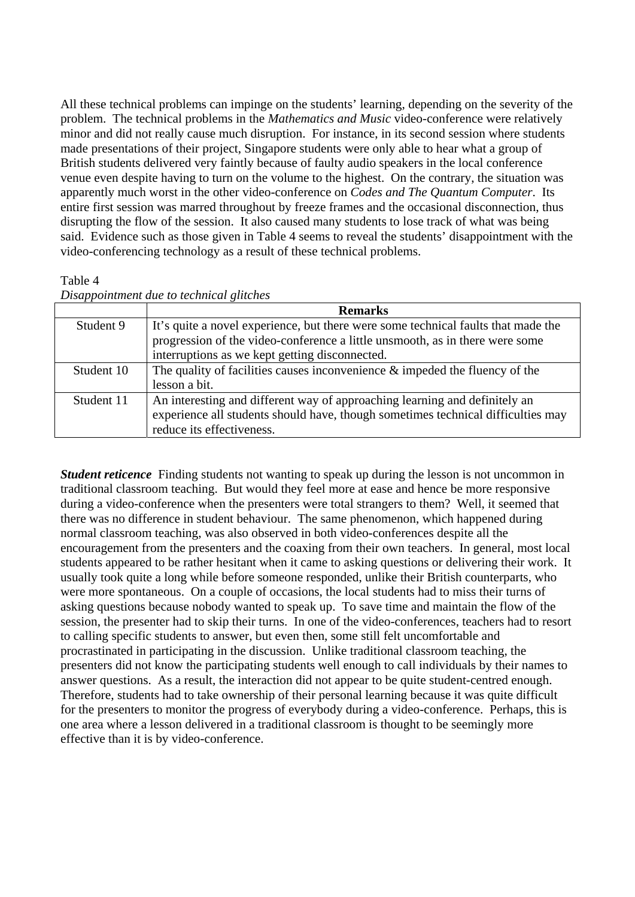All these technical problems can impinge on the students' learning, depending on the severity of the problem. The technical problems in the *Mathematics and Music* video-conference were relatively minor and did not really cause much disruption. For instance, in its second session where students made presentations of their project, Singapore students were only able to hear what a group of British students delivered very faintly because of faulty audio speakers in the local conference venue even despite having to turn on the volume to the highest. On the contrary, the situation was apparently much worst in the other video-conference on *Codes and The Quantum Computer*. Its entire first session was marred throughout by freeze frames and the occasional disconnection, thus disrupting the flow of the session. It also caused many students to lose track of what was being said. Evidence such as those given in Table 4 seems to reveal the students' disappointment with the video-conferencing technology as a result of these technical problems.

Table 4
*Disappointment due to technical glitches*

| | Remarks |
|---|---|
| Student 9 | It's quite a novel experience, but there were some technical faults that made the progression of the video-conference a little unsmooth, as in there were some interruptions as we kept getting disconnected. |
| Student 10 | The quality of facilities causes inconvenience & impeded the fluency of the lesson a bit. |
| Student 11 | An interesting and different way of approaching learning and definitely an experience all students should have, though sometimes technical difficulties may reduce its effectiveness. |

***Student reticence*** Finding students not wanting to speak up during the lesson is not uncommon in traditional classroom teaching. But would they feel more at ease and hence be more responsive during a video-conference when the presenters were total strangers to them? Well, it seemed that there was no difference in student behaviour. The same phenomenon, which happened during normal classroom teaching, was also observed in both video-conferences despite all the encouragement from the presenters and the coaxing from their own teachers. In general, most local students appeared to be rather hesitant when it came to asking questions or delivering their work. It usually took quite a long while before someone responded, unlike their British counterparts, who were more spontaneous. On a couple of occasions, the local students had to miss their turns of asking questions because nobody wanted to speak up. To save time and maintain the flow of the session, the presenter had to skip their turns. In one of the video-conferences, teachers had to resort to calling specific students to answer, but even then, some still felt uncomfortable and procrastinated in participating in the discussion. Unlike traditional classroom teaching, the presenters did not know the participating students well enough to call individuals by their names to answer questions. As a result, the interaction did not appear to be quite student-centred enough. Therefore, students had to take ownership of their personal learning because it was quite difficult for the presenters to monitor the progress of everybody during a video-conference. Perhaps, this is one area where a lesson delivered in a traditional classroom is thought to be seemingly more effective than it is by video-conference.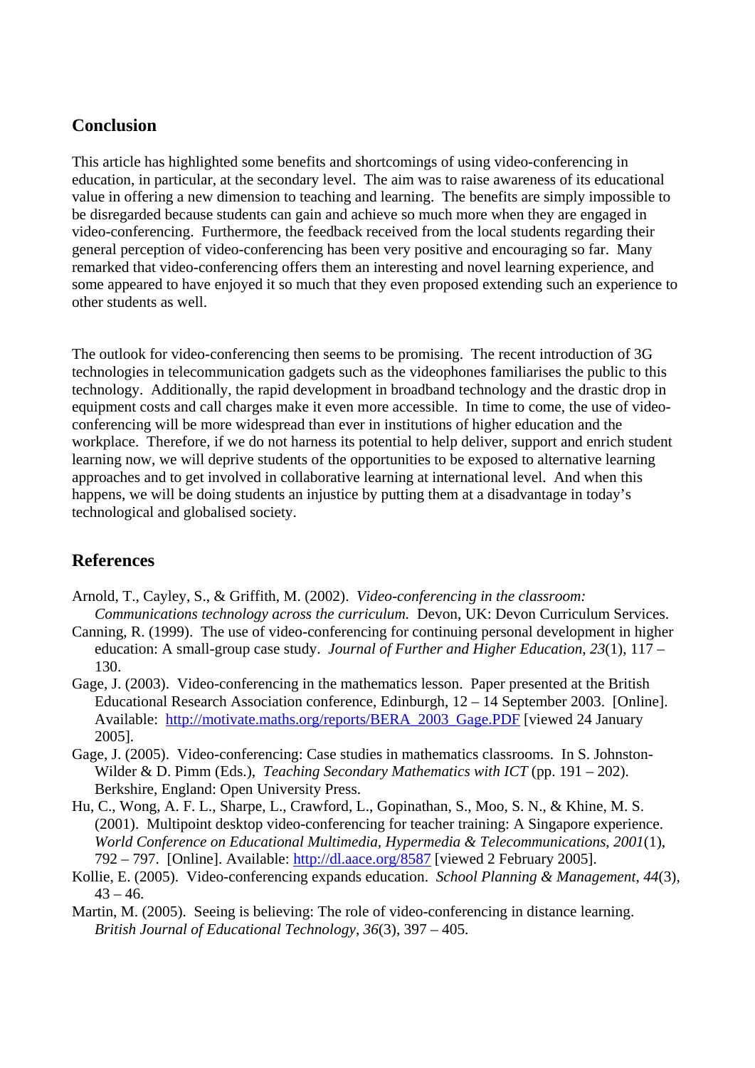## Conclusion

This article has highlighted some benefits and shortcomings of using video-conferencing in education, in particular, at the secondary level. The aim was to raise awareness of its educational value in offering a new dimension to teaching and learning. The benefits are simply impossible to be disregarded because students can gain and achieve so much more when they are engaged in video-conferencing. Furthermore, the feedback received from the local students regarding their general perception of video-conferencing has been very positive and encouraging so far. Many remarked that video-conferencing offers them an interesting and novel learning experience, and some appeared to have enjoyed it so much that they even proposed extending such an experience to other students as well.

The outlook for video-conferencing then seems to be promising. The recent introduction of 3G technologies in telecommunication gadgets such as the videophones familiarises the public to this technology. Additionally, the rapid development in broadband technology and the drastic drop in equipment costs and call charges make it even more accessible. In time to come, the use of video-conferencing will be more widespread than ever in institutions of higher education and the workplace. Therefore, if we do not harness its potential to help deliver, support and enrich student learning now, we will deprive students of the opportunities to be exposed to alternative learning approaches and to get involved in collaborative learning at international level. And when this happens, we will be doing students an injustice by putting them at a disadvantage in today's technological and globalised society.

## References

Arnold, T., Cayley, S., & Griffith, M. (2002). *Video-conferencing in the classroom: Communications technology across the curriculum.* Devon, UK: Devon Curriculum Services.

Canning, R. (1999). The use of video-conferencing for continuing personal development in higher education: A small-group case study. *Journal of Further and Higher Education*, *23*(1), 117 – 130.

Gage, J. (2003). Video-conferencing in the mathematics lesson. Paper presented at the British Educational Research Association conference, Edinburgh, 12 – 14 September 2003. [Online]. Available: http://motivate.maths.org/reports/BERA_2003_Gage.PDF [viewed 24 January 2005].

Gage, J. (2005). Video-conferencing: Case studies in mathematics classrooms. In S. Johnston-Wilder & D. Pimm (Eds.), *Teaching Secondary Mathematics with ICT* (pp. 191 – 202). Berkshire, England: Open University Press.

Hu, C., Wong, A. F. L., Sharpe, L., Crawford, L., Gopinathan, S., Moo, S. N., & Khine, M. S. (2001). Multipoint desktop video-conferencing for teacher training: A Singapore experience. *World Conference on Educational Multimedia, Hypermedia & Telecommunications*, *2001*(1), 792 – 797. [Online]. Available: http://dl.aace.org/8587 [viewed 2 February 2005].

Kollie, E. (2005). Video-conferencing expands education. *School Planning & Management*, *44*(3), 43 – 46.

Martin, M. (2005). Seeing is believing: The role of video-conferencing in distance learning. *British Journal of Educational Technology*, *36*(3), 397 – 405.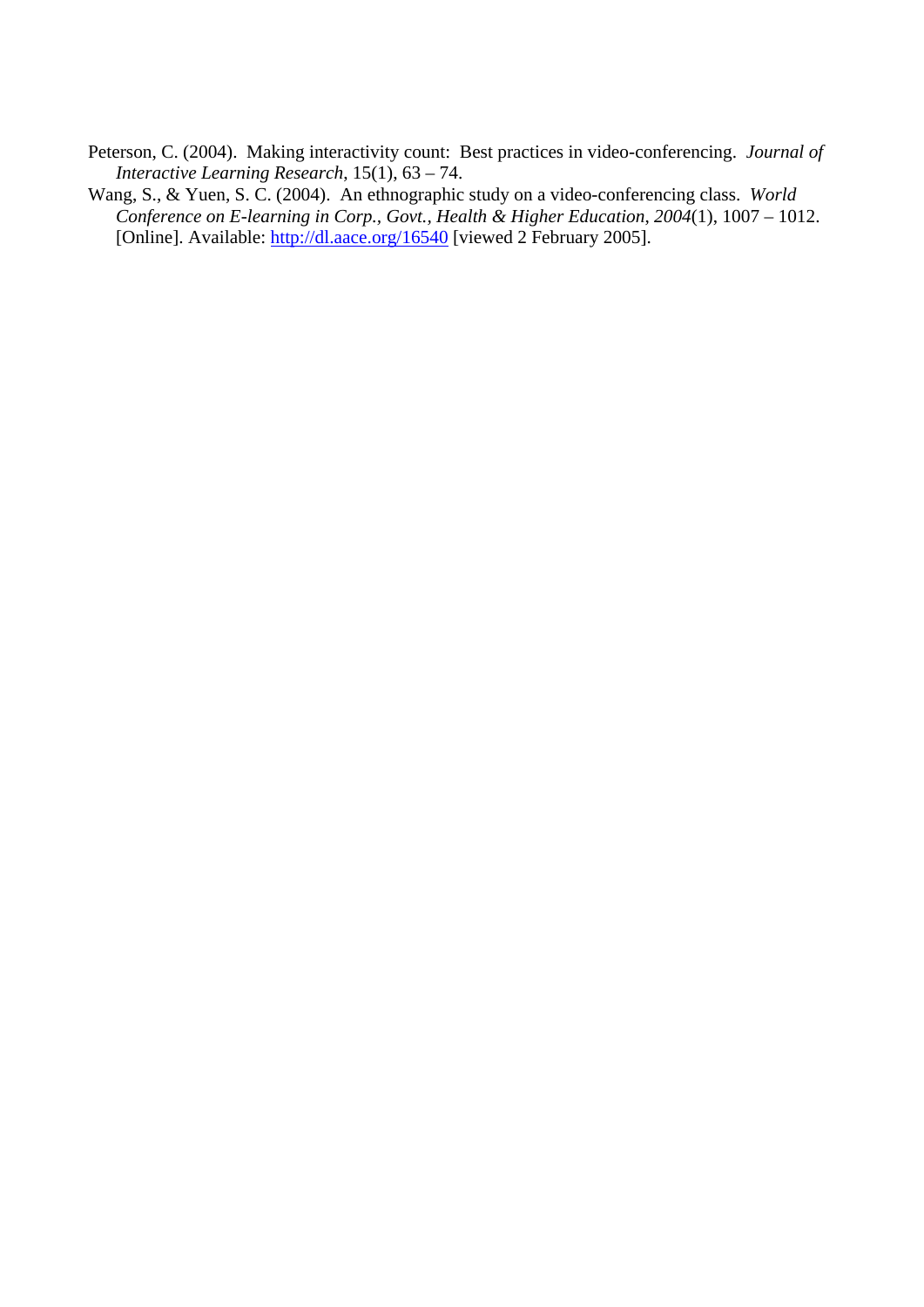Peterson, C. (2004). Making interactivity count: Best practices in video-conferencing. *Journal of Interactive Learning Research*, 15(1), 63 – 74.

Wang, S., & Yuen, S. C. (2004). An ethnographic study on a video-conferencing class. *World Conference on E-learning in Corp., Govt., Health & Higher Education*, *2004*(1), 1007 – 1012. [Online]. Available: [http://dl.aace.org/16540](http://dl.aace.org/16540) [viewed 2 February 2005].